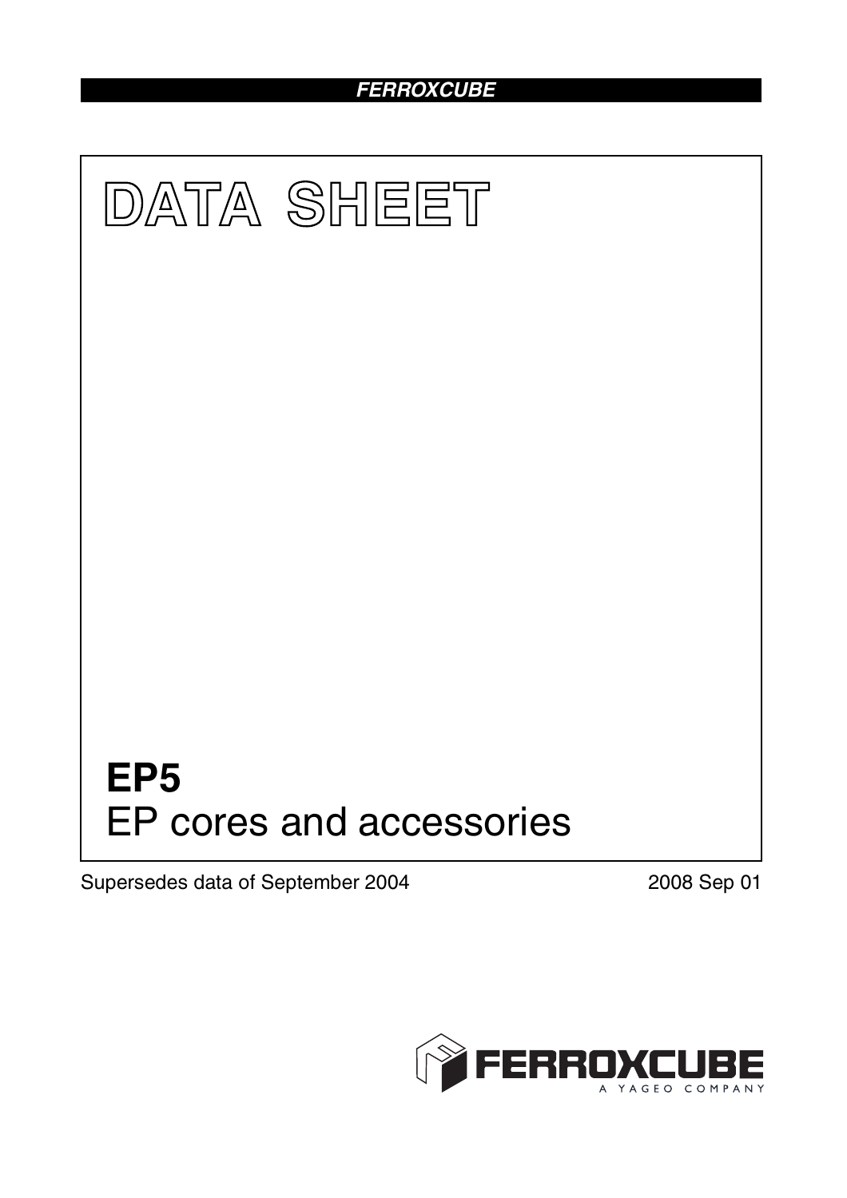FERROXCUBE

# DATA SHEET

# EP5
## EP cores and accessories

Supersedes data of September 2004

2008 Sep 01

FERROXCUBE
A YAGEO COMPANY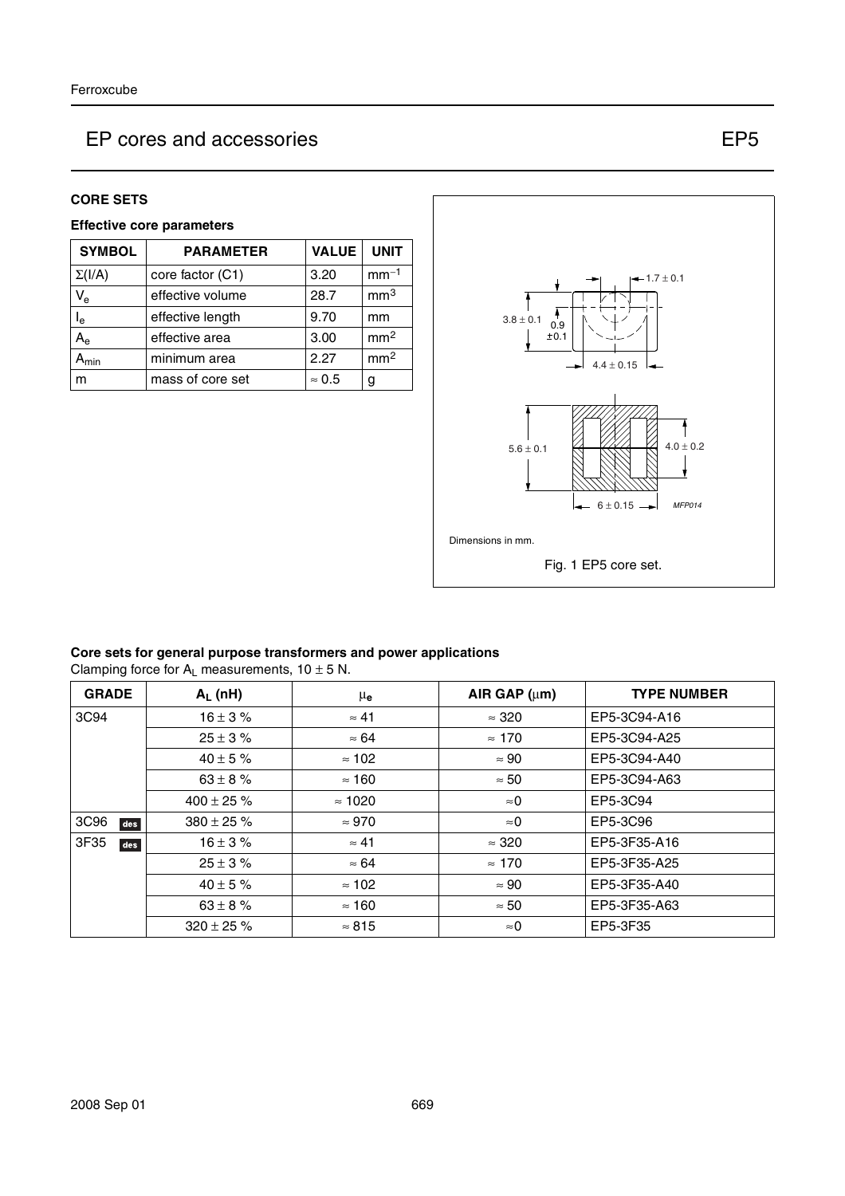# EP cores and accessories — EP5

## CORE SETS

### Effective core parameters

| SYMBOL | PARAMETER | VALUE | UNIT |
|---|---|---|---|
| $\Sigma(I/A)$ | core factor (C1) | 3.20 | $mm^{-1}$ |
| $V_e$ | effective volume | 28.7 | $mm^3$ |
| $I_e$ | effective length | 9.70 | mm |
| $A_e$ | effective area | 3.00 | $mm^2$ |
| $A_{min}$ | minimum area | 2.27 | $mm^2$ |
| m | mass of core set | ≈ 0.5 | g |

Dimensions in mm.

Fig. 1 EP5 core set.

### Core sets for general purpose transformers and power applications

Clamping force for $A_L$ measurements, 10 ± 5 N.

| GRADE | $A_L$ (nH) | $\mu_e$ | AIR GAP (μm) | TYPE NUMBER |
|---|---|---|---|---|
| 3C94 | 16 ± 3 % | ≈ 41 | ≈ 320 | EP5-3C94-A16 |
| | 25 ± 3 % | ≈ 64 | ≈ 170 | EP5-3C94-A25 |
| | 40 ± 5 % | ≈ 102 | ≈ 90 | EP5-3C94-A40 |
| | 63 ± 8 % | ≈ 160 | ≈ 50 | EP5-3C94-A63 |
| | 400 ± 25 % | ≈ 1020 | ≈0 | EP5-3C94 |
| 3C96 des | 380 ± 25 % | ≈ 970 | ≈0 | EP5-3C96 |
| 3F35 des | 16 ± 3 % | ≈ 41 | ≈ 320 | EP5-3F35-A16 |
| | 25 ± 3 % | ≈ 64 | ≈ 170 | EP5-3F35-A25 |
| | 40 ± 5 % | ≈ 102 | ≈ 90 | EP5-3F35-A40 |
| | 63 ± 8 % | ≈ 160 | ≈ 50 | EP5-3F35-A63 |
| | 320 ± 25 % | ≈ 815 | ≈0 | EP5-3F35 |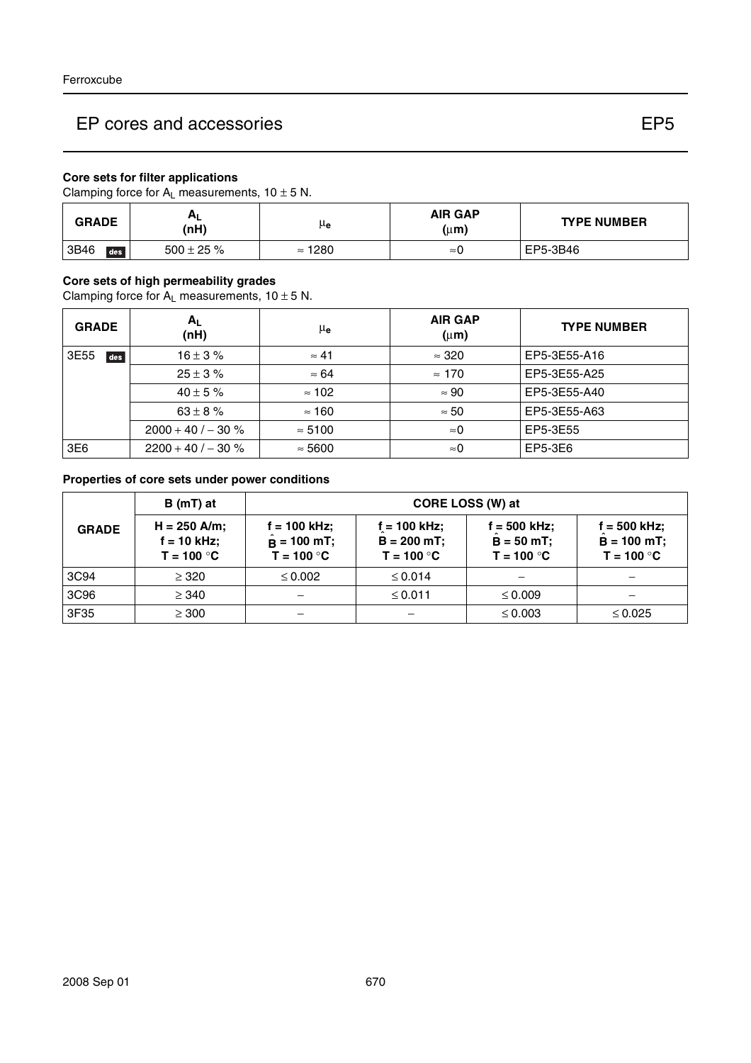# EP cores and accessories — EP5

### Core sets for filter applications

Clamping force for $A_L$ measurements, $10 \pm 5$ N.

| GRADE | $A_L$ (nH) | $\mu_e$ | AIR GAP ($\mu$m) | TYPE NUMBER |
|---|---|---|---|---|
| 3B46 des | $500 \pm 25$ % | $\approx 1280$ | $\approx 0$ | EP5-3B46 |

### Core sets of high permeability grades

Clamping force for $A_L$ measurements, $10 \pm 5$ N.

| GRADE | $A_L$ (nH) | $\mu_e$ | AIR GAP ($\mu$m) | TYPE NUMBER |
|---|---|---|---|---|
| 3E55 des | $16 \pm 3$ % | $\approx 41$ | $\approx 320$ | EP5-3E55-A16 |
| | $25 \pm 3$ % | $\approx 64$ | $\approx 170$ | EP5-3E55-A25 |
| | $40 \pm 5$ % | $\approx 102$ | $\approx 90$ | EP5-3E55-A40 |
| | $63 \pm 8$ % | $\approx 160$ | $\approx 50$ | EP5-3E55-A63 |
| | $2000 + 40 / - 30$ % | $\approx 5100$ | $\approx 0$ | EP5-3E55 |
| 3E6 | $2200 + 40 / - 30$ % | $\approx 5600$ | $\approx 0$ | EP5-3E6 |

### Properties of core sets under power conditions

| GRADE | B (mT) at | CORE LOSS (W) at | | | |
|---|---|---|---|---|---|
| | H = 250 A/m; f = 10 kHz; T = 100 °C | f = 100 kHz; $\hat{B}$ = 100 mT; T = 100 °C | f = 100 kHz; $\hat{B}$ = 200 mT; T = 100 °C | f = 500 kHz; $\hat{B}$ = 50 mT; T = 100 °C | f = 500 kHz; $\hat{B}$ = 100 mT; T = 100 °C |
| 3C94 | $\geq 320$ | $\leq 0.002$ | $\leq 0.014$ | – | – |
| 3C96 | $\geq 340$ | – | $\leq 0.011$ | $\leq 0.009$ | – |
| 3F35 | $\geq 300$ | – | – | $\leq 0.003$ | $\leq 0.025$ |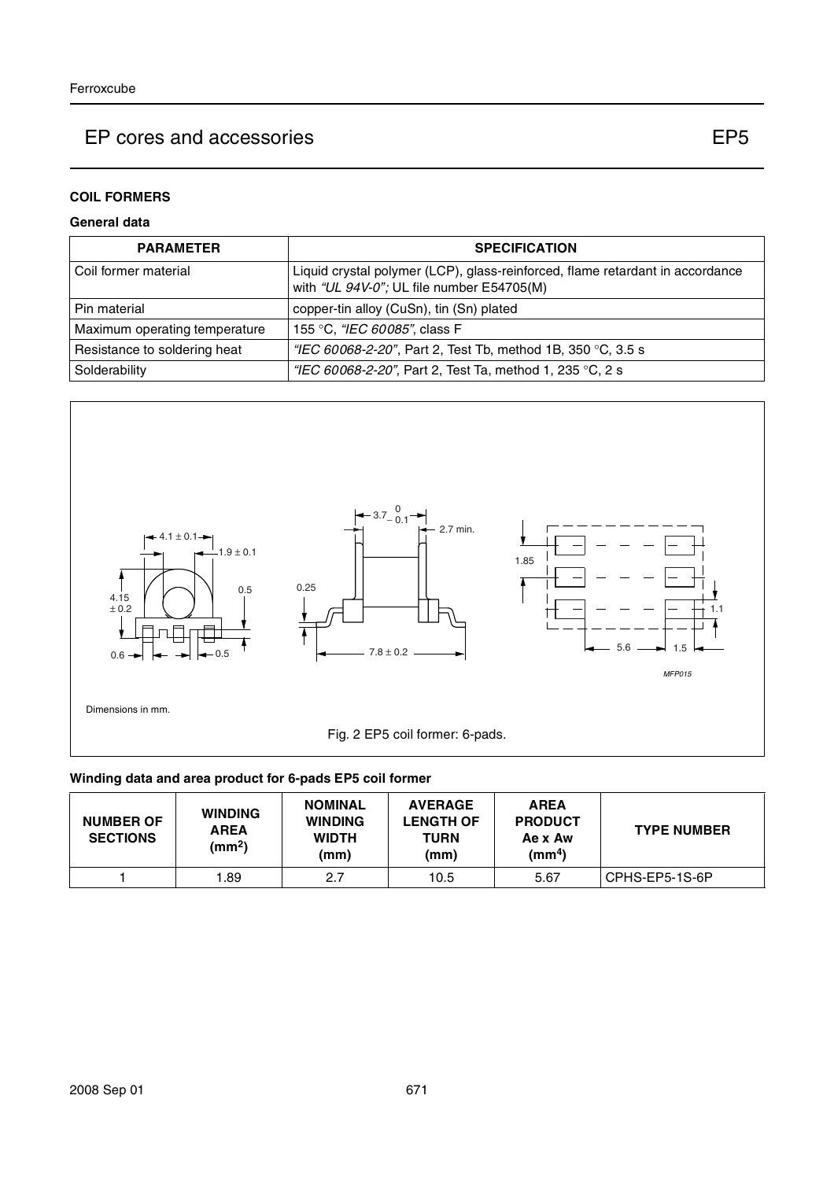# EP cores and accessories EP5

## COIL FORMERS

### General data

| PARAMETER | SPECIFICATION |
|---|---|
| Coil former material | Liquid crystal polymer (LCP), glass-reinforced, flame retardant in accordance with *“UL 94V-0”;* UL file number E54705(M) |
| Pin material | copper-tin alloy (CuSn), tin (Sn) plated |
| Maximum operating temperature | 155 °C, *“IEC 60085”*, class F |
| Resistance to soldering heat | *“IEC 60068-2-20”*, Part 2, Test Tb, method 1B, 350 °C, 3.5 s |
| Solderability | *“IEC 60068-2-20”*, Part 2, Test Ta, method 1, 235 °C, 2 s |

Dimensions in mm.

Fig. 2 EP5 coil former: 6-pads.

### Winding data and area product for 6-pads EP5 coil former

| NUMBER OF SECTIONS | WINDING AREA (mm$^2$) | NOMINAL WINDING WIDTH (mm) | AVERAGE LENGTH OF TURN (mm) | AREA PRODUCT Ae x Aw (mm$^4$) | TYPE NUMBER |
|---|---|---|---|---|---|
| 1 | 1.89 | 2.7 | 10.5 | 5.67 | CPHS-EP5-1S-6P |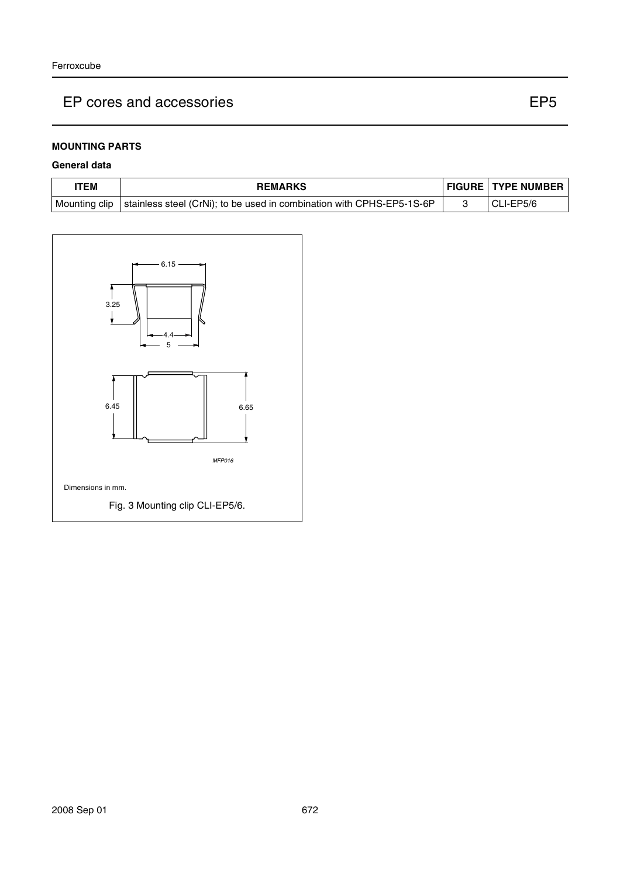## EP cores and accessories — EP5

### MOUNTING PARTS

**General data**

| ITEM | REMARKS | FIGURE | TYPE NUMBER |
|---|---|---|---|
| Mounting clip | stainless steel (CrNi); to be used in combination with CPHS-EP5-1S-6P | 3 | CLI-EP5/6 |

Dimensions in mm.

Fig. 3 Mounting clip CLI-EP5/6.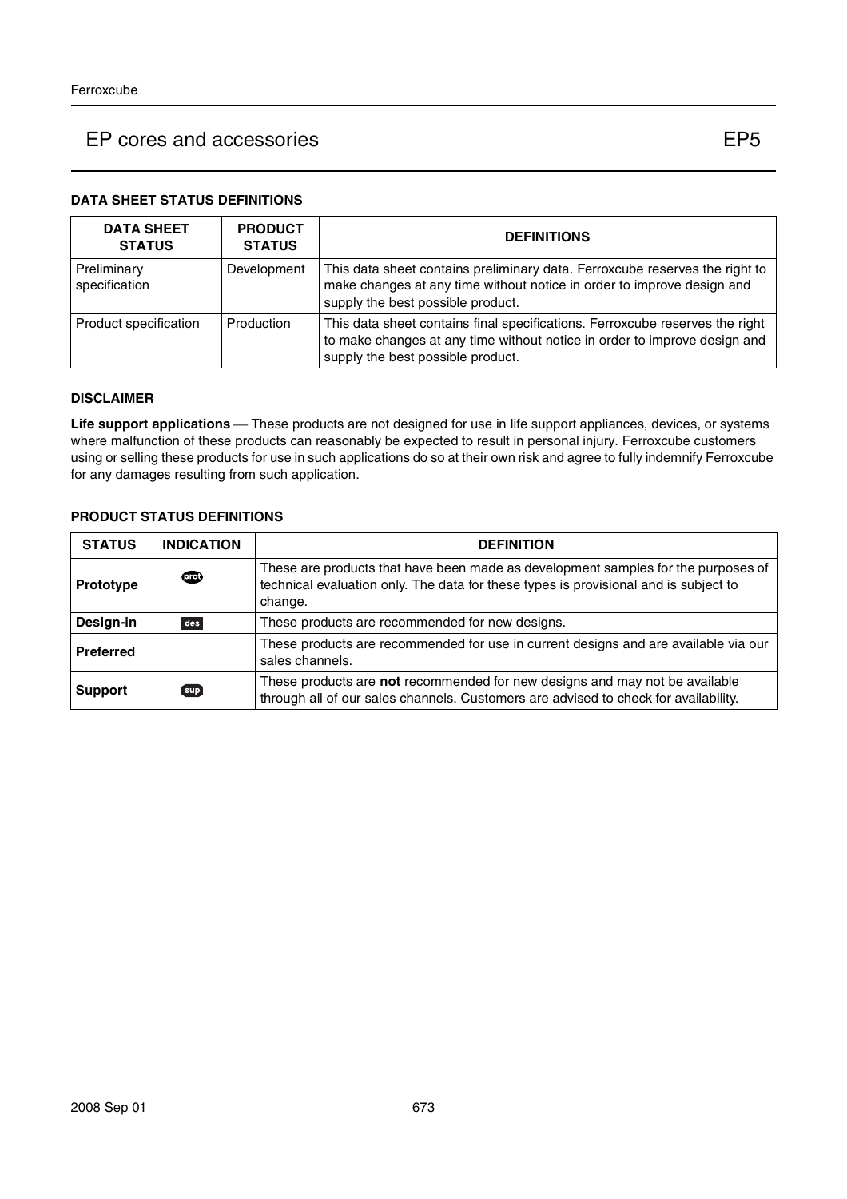## DATA SHEET STATUS DEFINITIONS

| DATA SHEET STATUS | PRODUCT STATUS | DEFINITIONS |
|---|---|---|
| Preliminary specification | Development | This data sheet contains preliminary data. Ferroxcube reserves the right to make changes at any time without notice in order to improve design and supply the best possible product. |
| Product specification | Production | This data sheet contains final specifications. Ferroxcube reserves the right to make changes at any time without notice in order to improve design and supply the best possible product. |

## DISCLAIMER

**Life support applications** — These products are not designed for use in life support appliances, devices, or systems where malfunction of these products can reasonably be expected to result in personal injury. Ferroxcube customers using or selling these products for use in such applications do so at their own risk and agree to fully indemnify Ferroxcube for any damages resulting from such application.

## PRODUCT STATUS DEFINITIONS

| STATUS | INDICATION | DEFINITION |
|---|---|---|
| **Prototype** | prot | These are products that have been made as development samples for the purposes of technical evaluation only. The data for these types is provisional and is subject to change. |
| **Design-in** | des | These products are recommended for new designs. |
| **Preferred** | | These products are recommended for use in current designs and are available via our sales channels. |
| **Support** | sup | These products are **not** recommended for new designs and may not be available through all of our sales channels. Customers are advised to check for availability. |